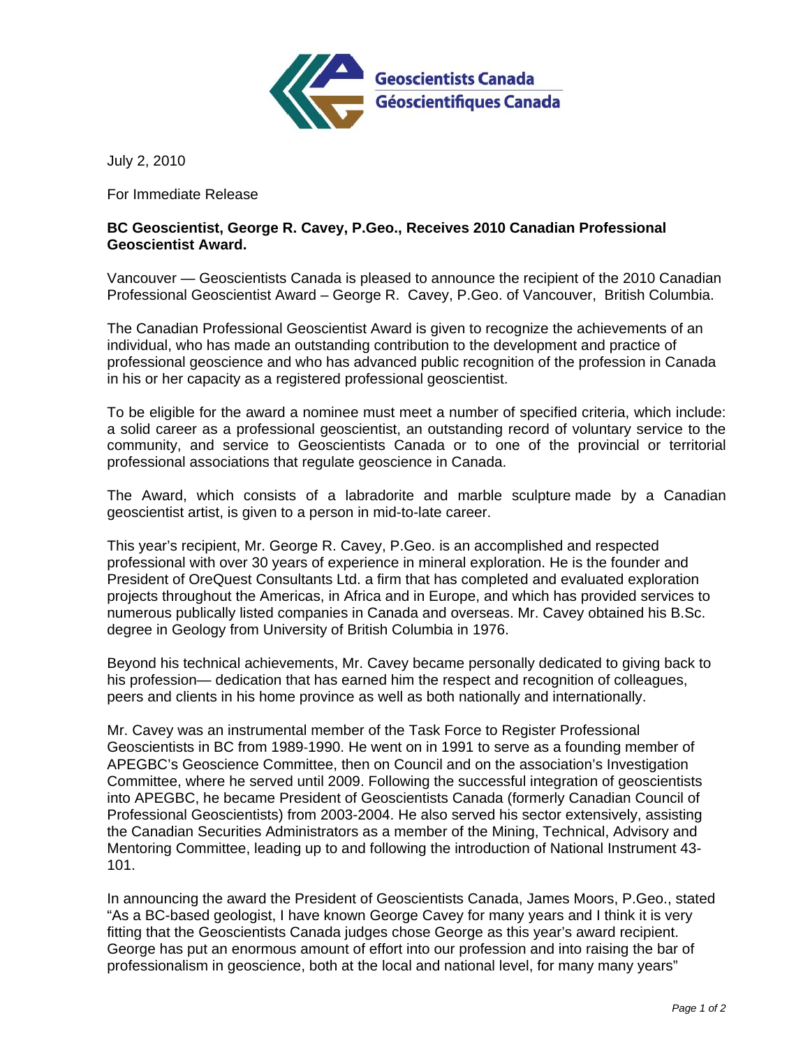Geoscientists Canada
Géoscientifiques Canada

July 2, 2010

For Immediate Release

**BC Geoscientist, George R. Cavey, P.Geo., Receives 2010 Canadian Professional Geoscientist Award.**

Vancouver — Geoscientists Canada is pleased to announce the recipient of the 2010 Canadian Professional Geoscientist Award – George R. Cavey, P.Geo. of Vancouver, British Columbia.

The Canadian Professional Geoscientist Award is given to recognize the achievements of an individual, who has made an outstanding contribution to the development and practice of professional geoscience and who has advanced public recognition of the profession in Canada in his or her capacity as a registered professional geoscientist.

To be eligible for the award a nominee must meet a number of specified criteria, which include: a solid career as a professional geoscientist, an outstanding record of voluntary service to the community, and service to Geoscientists Canada or to one of the provincial or territorial professional associations that regulate geoscience in Canada.

The Award, which consists of a labradorite and marble sculpture made by a Canadian geoscientist artist, is given to a person in mid-to-late career.

This year's recipient, Mr. George R. Cavey, P.Geo. is an accomplished and respected professional with over 30 years of experience in mineral exploration. He is the founder and President of OreQuest Consultants Ltd. a firm that has completed and evaluated exploration projects throughout the Americas, in Africa and in Europe, and which has provided services to numerous publically listed companies in Canada and overseas. Mr. Cavey obtained his B.Sc. degree in Geology from University of British Columbia in 1976.

Beyond his technical achievements, Mr. Cavey became personally dedicated to giving back to his profession— dedication that has earned him the respect and recognition of colleagues, peers and clients in his home province as well as both nationally and internationally.

Mr. Cavey was an instrumental member of the Task Force to Register Professional Geoscientists in BC from 1989-1990. He went on in 1991 to serve as a founding member of APEGBC's Geoscience Committee, then on Council and on the association's Investigation Committee, where he served until 2009. Following the successful integration of geoscientists into APEGBC, he became President of Geoscientists Canada (formerly Canadian Council of Professional Geoscientists) from 2003-2004. He also served his sector extensively, assisting the Canadian Securities Administrators as a member of the Mining, Technical, Advisory and Mentoring Committee, leading up to and following the introduction of National Instrument 43-101.

In announcing the award the President of Geoscientists Canada, James Moors, P.Geo., stated "As a BC-based geologist, I have known George Cavey for many years and I think it is very fitting that the Geoscientists Canada judges chose George as this year's award recipient. George has put an enormous amount of effort into our profession and into raising the bar of professionalism in geoscience, both at the local and national level, for many many years"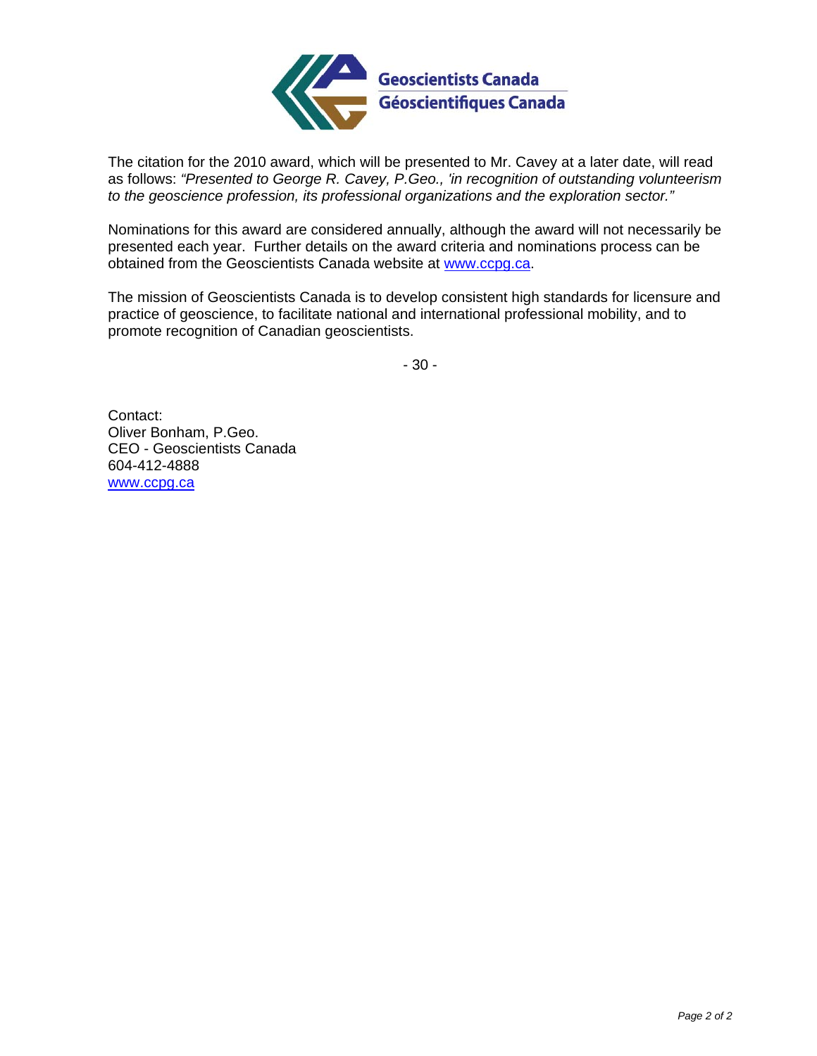Geoscientists Canada
Géoscientifiques Canada

The citation for the 2010 award, which will be presented to Mr. Cavey at a later date, will read as follows: *"Presented to George R. Cavey, P.Geo., 'in recognition of outstanding volunteerism to the geoscience profession, its professional organizations and the exploration sector."*

Nominations for this award are considered annually, although the award will not necessarily be presented each year. Further details on the award criteria and nominations process can be obtained from the Geoscientists Canada website at [www.ccpg.ca](http://www.ccpg.ca).

The mission of Geoscientists Canada is to develop consistent high standards for licensure and practice of geoscience, to facilitate national and international professional mobility, and to promote recognition of Canadian geoscientists.

- 30 -

Contact:
Oliver Bonham, P.Geo.
CEO - Geoscientists Canada
604-412-4888
[www.ccpg.ca](http://www.ccpg.ca)